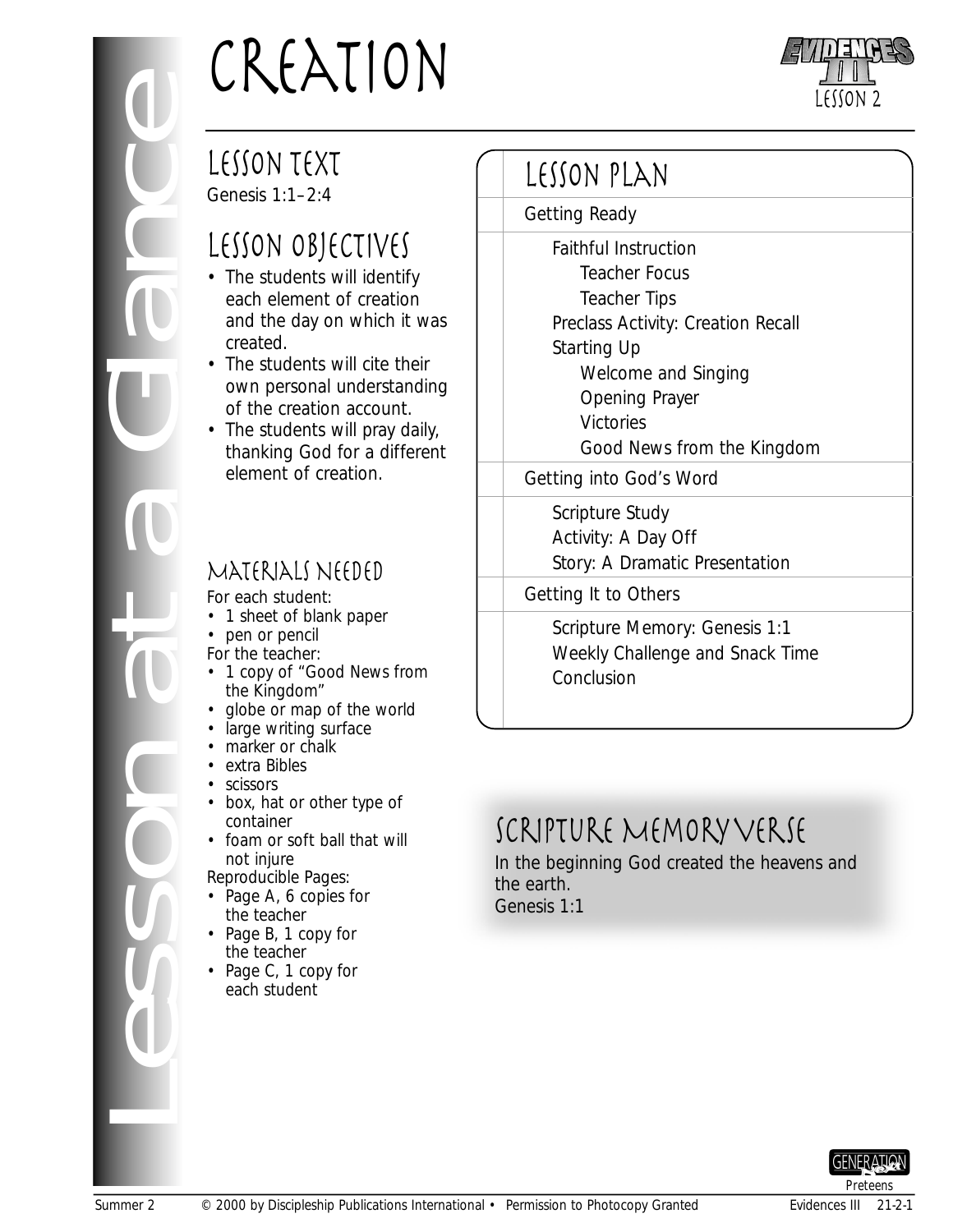# CREATION

Lesson at a Glance

EVIDENCES III
LESSON 2

## LESSON TEXT

Genesis 1:1–2:4

## LESSON OBJECTIVES

- The students will identify each element of creation and the day on which it was created.
- The students will cite their own personal understanding of the creation account.
- The students will pray daily, thanking God for a different element of creation.

## MATERIALS NEEDED

For each student:

- 1 sheet of blank paper
- pen or pencil

For the teacher:

- 1 copy of "Good News from the Kingdom"
- globe or map of the world
- large writing surface
- marker or chalk
- extra Bibles
- scissors
- box, hat or other type of container
- foam or soft ball that will not injure

Reproducible Pages:

- Page A, 6 copies for the teacher
- Page B, 1 copy for the teacher
- Page C, 1 copy for each student

## LESSON PLAN

**Getting Ready**

- Faithful Instruction
  - Teacher Focus
  - Teacher Tips
- Preclass Activity: Creation Recall
- Starting Up
  - Welcome and Singing
  - Opening Prayer
  - Victories
  - Good News from the Kingdom

**Getting into God's Word**

- Scripture Study
- Activity: A Day Off
- Story: A Dramatic Presentation

**Getting It to Others**

- Scripture Memory: Genesis 1:1
- Weekly Challenge and Snack Time
- Conclusion

## SCRIPTURE MEMORY VERSE

In the beginning God created the heavens and the earth.
Genesis 1:1

GENERATION Next Preteens

Summer 2 © 2000 by Discipleship Publications International • Permission to Photocopy Granted Evidences III 21-2-1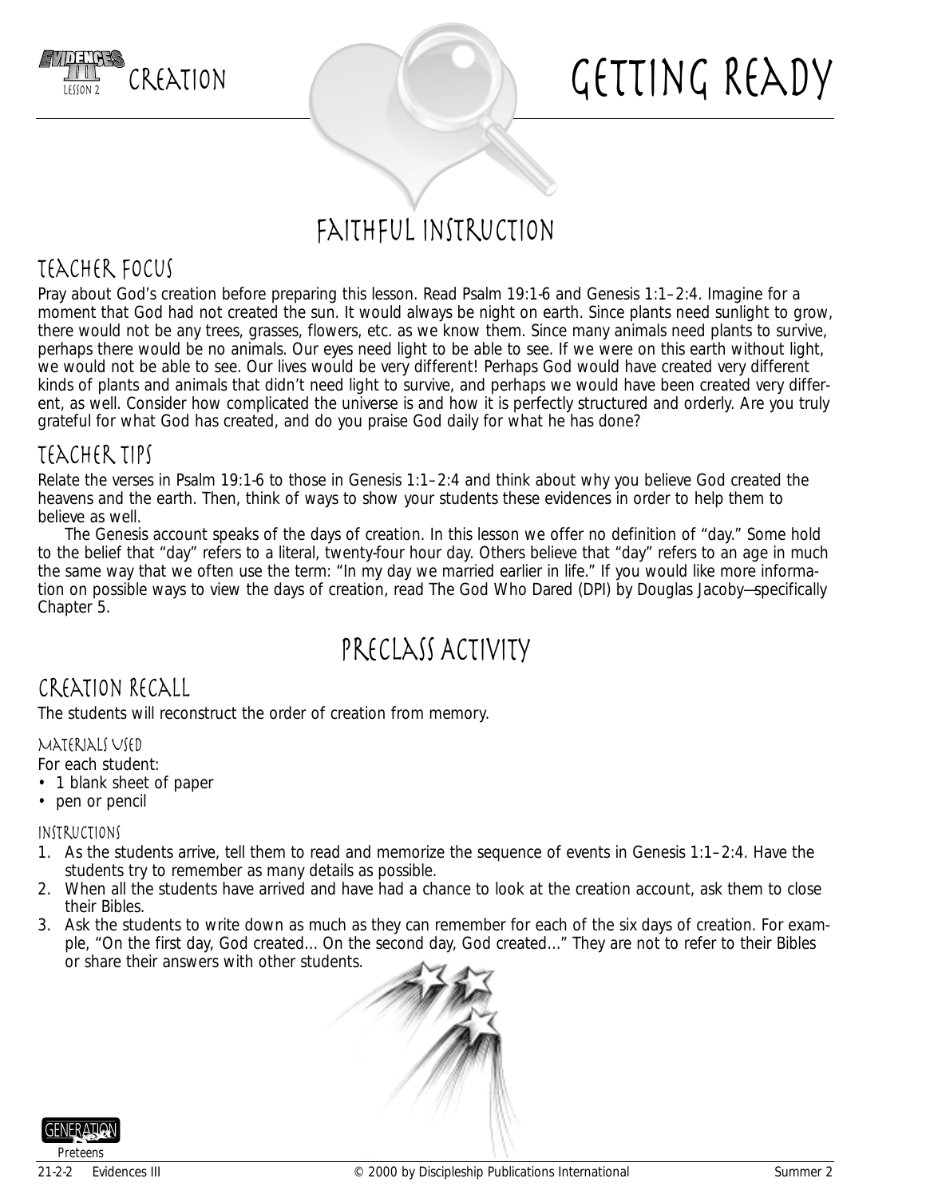# Getting Ready

## Faithful Instruction

### Teacher Focus

Pray about God's creation before preparing this lesson. Read Psalm 19:1-6 and Genesis 1:1–2:4. Imagine for a moment that God had not created the sun. It would always be night on earth. Since plants need sunlight to grow, there would not be any trees, grasses, flowers, etc. as we know them. Since many animals need plants to survive, perhaps there would be no animals. Our eyes need light to be able to see. If we were on this earth without light, we would not be able to see. Our lives would be very different! Perhaps God would have created very different kinds of plants and animals that didn't need light to survive, and perhaps we would have been created very different, as well. Consider how complicated the universe is and how it is perfectly structured and orderly. Are you truly grateful for what God has created, and do you praise God daily for what he has done?

### Teacher Tips

Relate the verses in Psalm 19:1-6 to those in Genesis 1:1–2:4 and think about why you believe God created the heavens and the earth. Then, think of ways to show your students these evidences in order to help them to believe as well.

The Genesis account speaks of the days of creation. In this lesson we offer no definition of "day." Some hold to the belief that "day" refers to a literal, twenty-four hour day. Others believe that "day" refers to an age in much the same way that we often use the term: "In my day we married earlier in life." If you would like more information on possible ways to view the days of creation, read The God Who Dared (DPI) by Douglas Jacoby—specifically Chapter 5.

## Preclass Activity

### Creation Recall

The students will reconstruct the order of creation from memory.

#### Materials Used

For each student:

- 1 blank sheet of paper
- pen or pencil

#### Instructions

1. As the students arrive, tell them to read and memorize the sequence of events in Genesis 1:1–2:4. Have the students try to remember as many details as possible.
2. When all the students have arrived and have had a chance to look at the creation account, ask them to close their Bibles.
3. Ask the students to write down as much as they can remember for each of the six days of creation. For example, "On the first day, God created... On the second day, God created..." They are not to refer to their Bibles or share their answers with other students.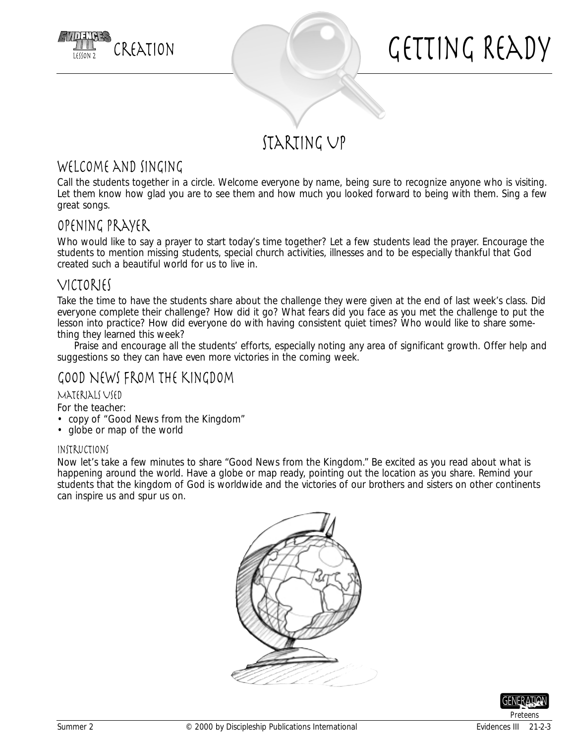# Creation — Getting Ready

## Starting Up

### Welcome and Singing

Call the students together in a circle. Welcome everyone by name, being sure to recognize anyone who is visiting. Let them know how glad you are to see them and how much you looked forward to being with them. Sing a few great songs.

### Opening Prayer

Who would like to say a prayer to start today's time together? Let a few students lead the prayer. Encourage the students to mention missing students, special church activities, illnesses and to be especially thankful that God created such a beautiful world for us to live in.

### Victories

Take the time to have the students share about the challenge they were given at the end of last week's class. Did everyone complete their challenge? How did it go? What fears did you face as you met the challenge to put the lesson into practice? How did everyone do with having consistent quiet times? Who would like to share something they learned this week?

Praise and encourage all the students' efforts, especially noting any area of significant growth. Offer help and suggestions so they can have even more victories in the coming week.

### Good News from the Kingdom

#### Materials Used

For the teacher:

- copy of "Good News from the Kingdom"
- globe or map of the world

#### Instructions

Now let's take a few minutes to share "Good News from the Kingdom." Be excited as you read about what is happening around the world. Have a globe or map ready, pointing out the location as you share. Remind your students that the kingdom of God is worldwide and the victories of our brothers and sisters on other continents can inspire us and spur us on.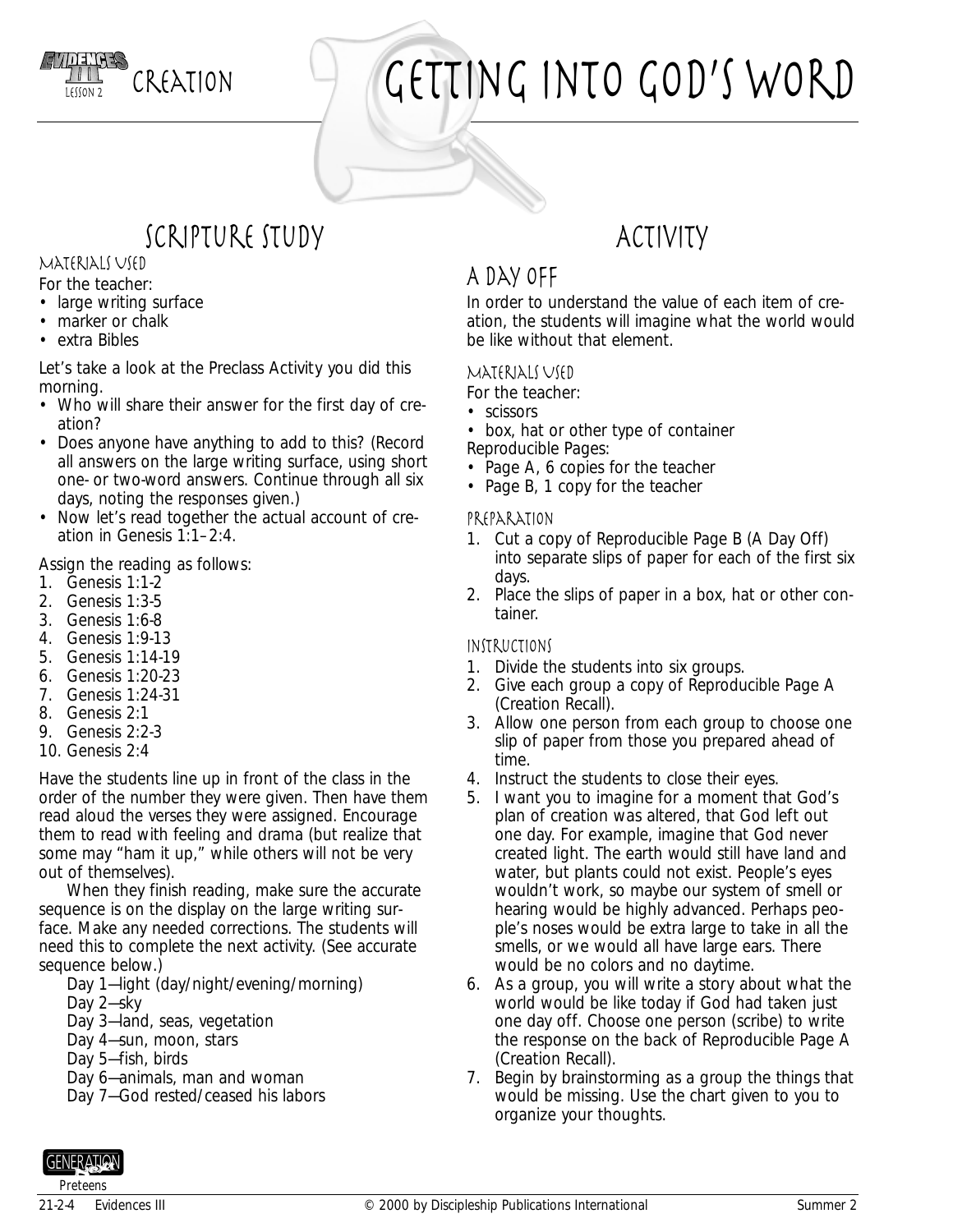# Creation — Getting Into God's Word

## Scripture Study

### Materials Used

For the teacher:
- large writing surface
- marker or chalk
- extra Bibles

Let's take a look at the Preclass Activity you did this morning.
- Who will share their answer for the first day of creation?
- Does anyone have anything to add to this? (Record all answers on the large writing surface, using short one- or two-word answers. Continue through all six days, noting the responses given.)
- Now let's read together the actual account of creation in Genesis 1:1–2:4.

Assign the reading as follows:
1. Genesis 1:1-2
2. Genesis 1:3-5
3. Genesis 1:6-8
4. Genesis 1:9-13
5. Genesis 1:14-19
6. Genesis 1:20-23
7. Genesis 1:24-31
8. Genesis 2:1
9. Genesis 2:2-3
10. Genesis 2:4

Have the students line up in front of the class in the order of the number they were given. Then have them read aloud the verses they were assigned. Encourage them to read with feeling and drama (but realize that some may "ham it up," while others will not be very out of themselves).

When they finish reading, make sure the accurate sequence is on the display on the large writing surface. Make any needed corrections. The students will need this to complete the next activity. (See accurate sequence below.)

Day 1—light (day/night/evening/morning)
Day 2—sky
Day 3—land, seas, vegetation
Day 4—sun, moon, stars
Day 5—fish, birds
Day 6—animals, man and woman
Day 7—God rested/ceased his labors

## Activity

### A Day Off

In order to understand the value of each item of creation, the students will imagine what the world would be like without that element.

#### Materials Used

For the teacher:
- scissors
- box, hat or other type of container

Reproducible Pages:
- Page A, 6 copies for the teacher
- Page B, 1 copy for the teacher

#### Preparation

1. Cut a copy of Reproducible Page B (A Day Off) into separate slips of paper for each of the first six days.
2. Place the slips of paper in a box, hat or other container.

#### Instructions

1. Divide the students into six groups.
2. Give each group a copy of Reproducible Page A (Creation Recall).
3. Allow one person from each group to choose one slip of paper from those you prepared ahead of time.
4. Instruct the students to close their eyes.
5. I want you to imagine for a moment that God's plan of creation was altered, that God left out one day. For example, imagine that God never created light. The earth would still have land and water, but plants could not exist. People's eyes wouldn't work, so maybe our system of smell or hearing would be highly advanced. Perhaps people's noses would be extra large to take in all the smells, or we would all have large ears. There would be no colors and no daytime.
6. As a group, you will write a story about what the world would be like today if God had taken just one day off. Choose one person (scribe) to write the response on the back of Reproducible Page A (Creation Recall).
7. Begin by brainstorming as a group the things that would be missing. Use the chart given to you to organize your thoughts.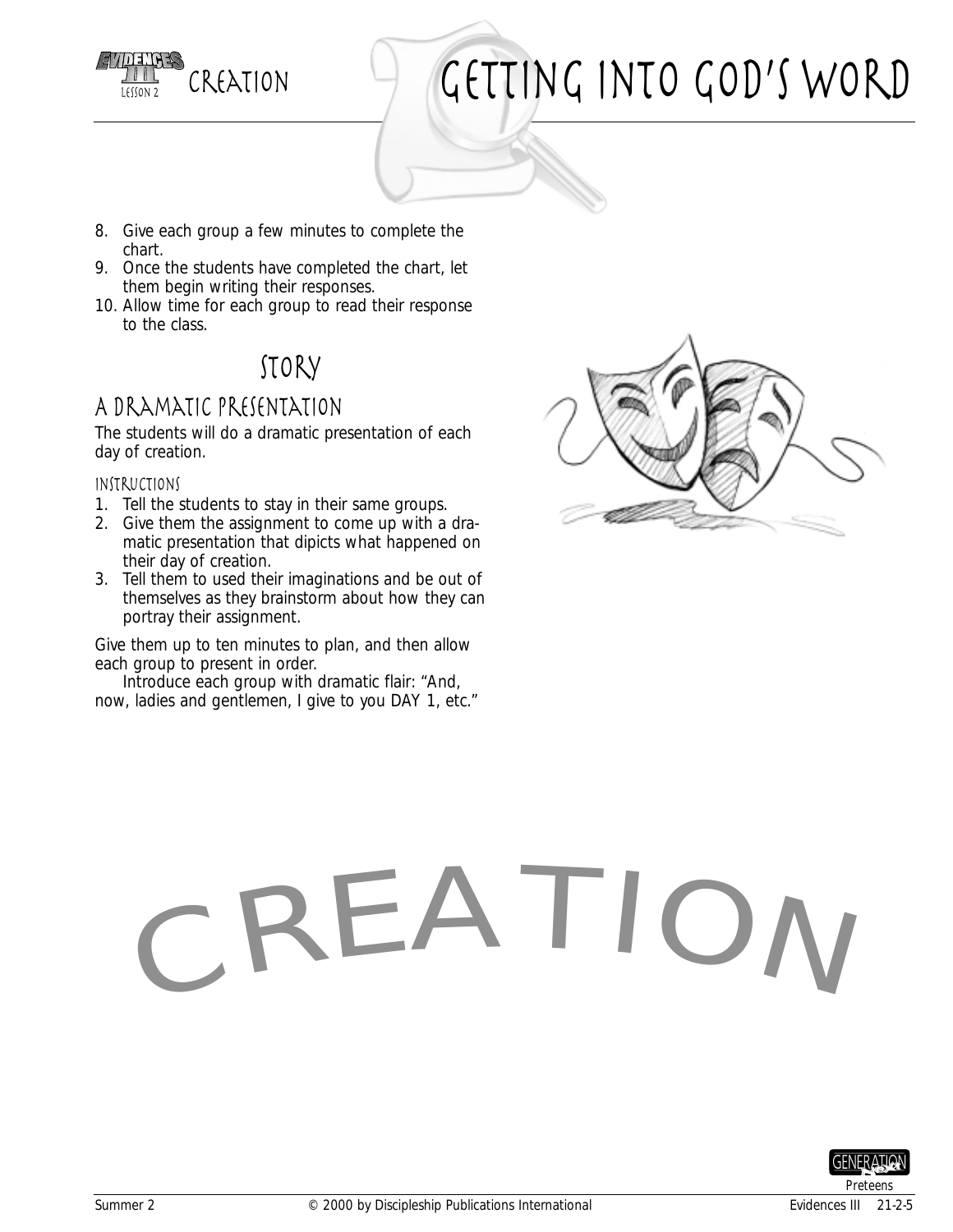8. Give each group a few minutes to complete the chart.
9. Once the students have completed the chart, let them begin writing their responses.
10. Allow time for each group to read their response to the class.

## Story

### A Dramatic Presentation

The students will do a dramatic presentation of each day of creation.

#### Instructions

1. Tell the students to stay in their same groups.
2. Give them the assignment to come up with a dramatic presentation that dipicts what happened on their day of creation.
3. Tell them to used their imaginations and be out of themselves as they brainstorm about how they can portray their assignment.

Give them up to ten minutes to plan, and then allow each group to present in order.

Introduce each group with dramatic flair: "And, now, ladies and gentlemen, I give to you DAY 1, etc."

CREATION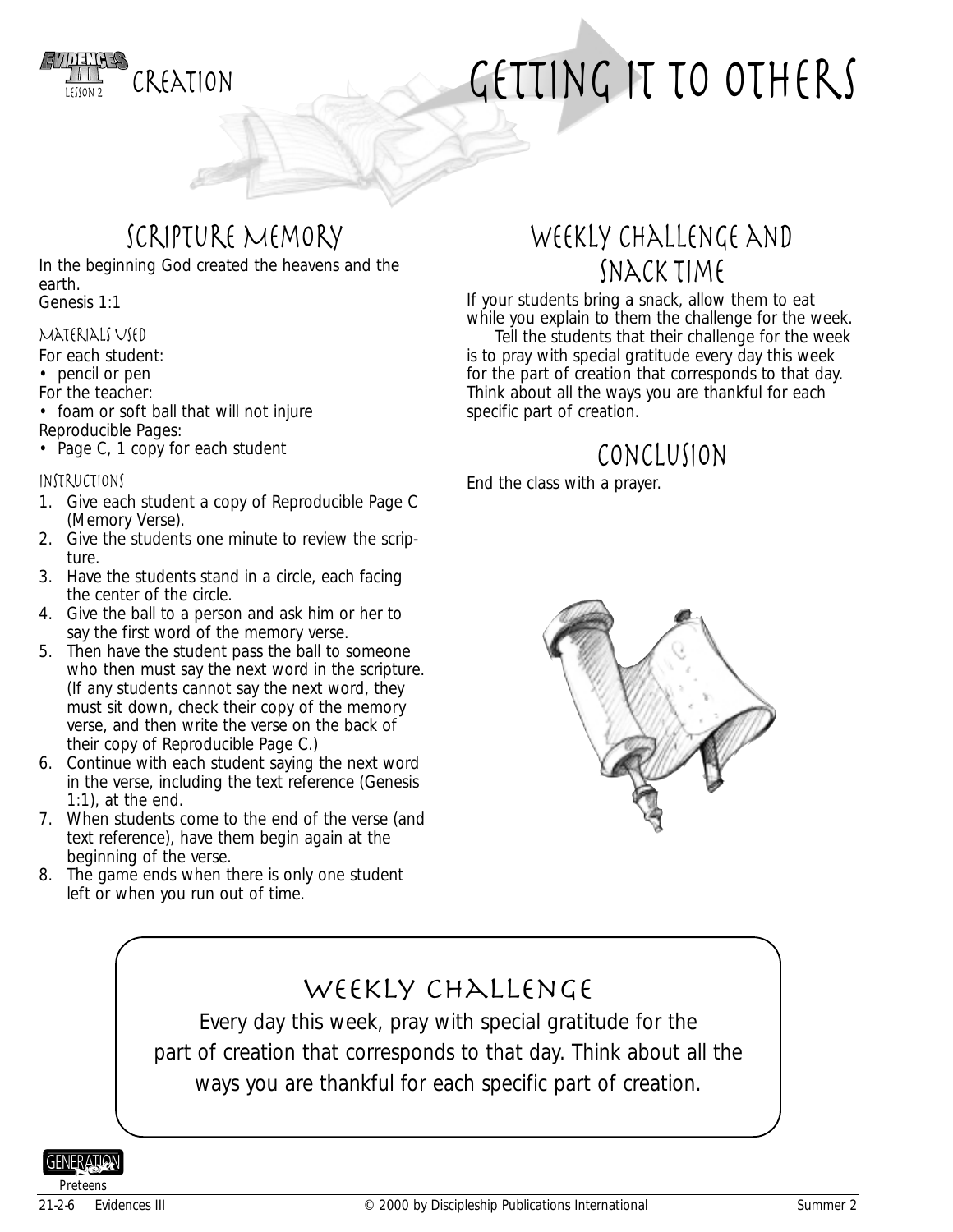# Creation — Getting It to Others

## Scripture Memory

In the beginning God created the heavens and the earth.
Genesis 1:1

### Materials Used

For each student:

- pencil or pen

For the teacher:

- foam or soft ball that will not injure

Reproducible Pages:

- Page C, 1 copy for each student

### Instructions

1. Give each student a copy of Reproducible Page C (Memory Verse).
2. Give the students one minute to review the scripture.
3. Have the students stand in a circle, each facing the center of the circle.
4. Give the ball to a person and ask him or her to say the first word of the memory verse.
5. Then have the student pass the ball to someone who then must say the next word in the scripture. (If any students cannot say the next word, they must sit down, check their copy of the memory verse, and then write the verse on the back of their copy of Reproducible Page C.)
6. Continue with each student saying the next word in the verse, including the text reference (Genesis 1:1), at the end.
7. When students come to the end of the verse (and text reference), have them begin again at the beginning of the verse.
8. The game ends when there is only one student left or when you run out of time.

## Weekly Challenge and Snack Time

If your students bring a snack, allow them to eat while you explain to them the challenge for the week.

Tell the students that their challenge for the week is to pray with special gratitude every day this week for the part of creation that corresponds to that day. Think about all the ways you are thankful for each specific part of creation.

## Conclusion

End the class with a prayer.

## Weekly Challenge

Every day this week, pray with special gratitude for the part of creation that corresponds to that day. Think about all the ways you are thankful for each specific part of creation.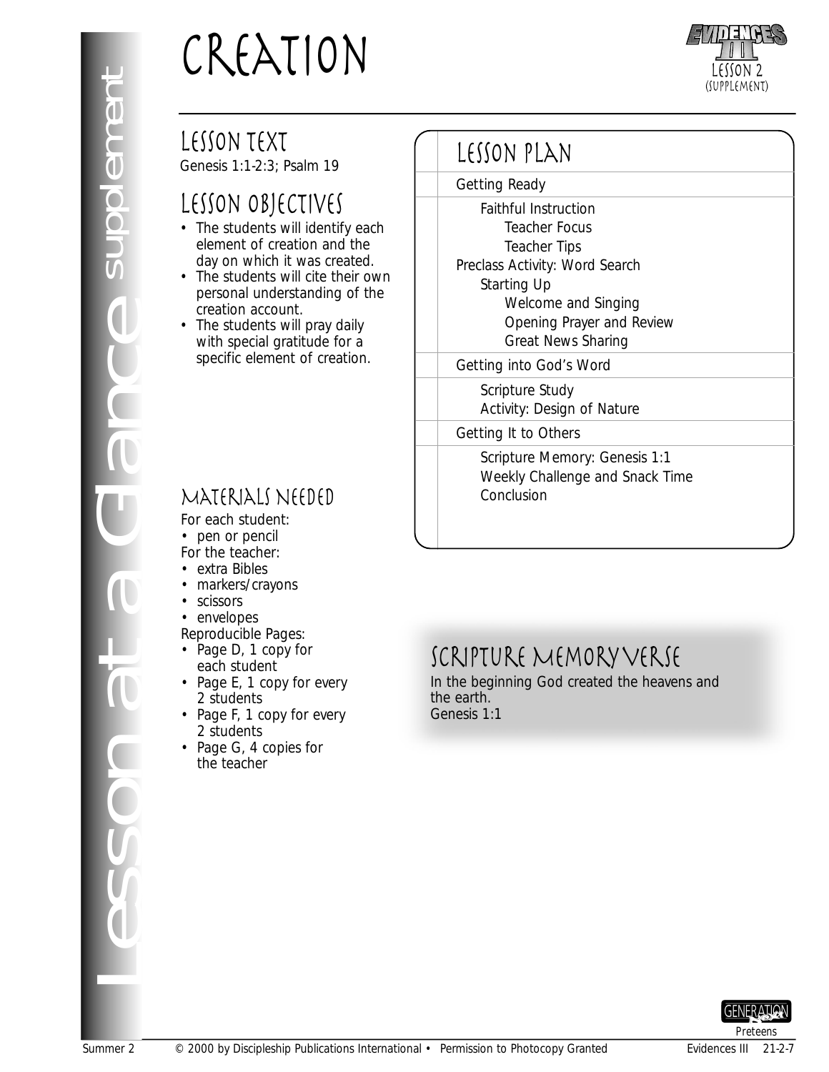# Creation

Lesson 2 (Supplement)

## Lesson Text

Genesis 1:1-2:3; Psalm 19

## Lesson Objectives

- The students will identify each element of creation and the day on which it was created.
- The students will cite their own personal understanding of the creation account.
- The students will pray daily with special gratitude for a specific element of creation.

## Materials Needed

For each student:
- pen or pencil

For the teacher:
- extra Bibles
- markers/crayons
- scissors
- envelopes

Reproducible Pages:
- Page D, 1 copy for each student
- Page E, 1 copy for every 2 students
- Page F, 1 copy for every 2 students
- Page G, 4 copies for the teacher

## Lesson Plan

- Getting Ready
  - Faithful Instruction
    - Teacher Focus
    - Teacher Tips
- Preclass Activity: Word Search
  - Starting Up
    - Welcome and Singing
    - Opening Prayer and Review
    - Great News Sharing
- Getting into God's Word
  - Scripture Study
  - Activity: Design of Nature
- Getting It to Others
  - Scripture Memory: Genesis 1:1
  - Weekly Challenge and Snack Time
  - Conclusion

## Scripture Memory Verse

In the beginning God created the heavens and the earth.
Genesis 1:1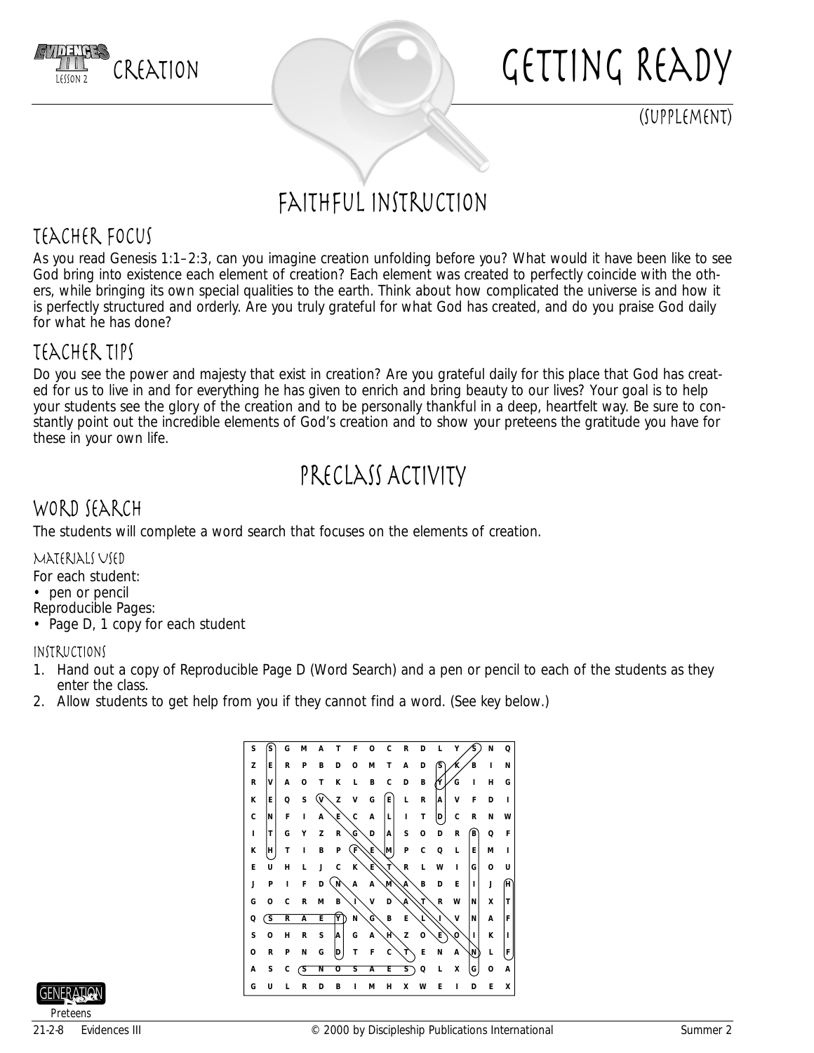# GETTING READY

(SUPPLEMENT)

CREATION

## FAITHFUL INSTRUCTION

### TEACHER FOCUS

As you read Genesis 1:1–2:3, can you imagine creation unfolding before you? What would it have been like to see God bring into existence each element of creation? Each element was created to perfectly coincide with the others, while bringing its own special qualities to the earth. Think about how complicated the universe is and how it is perfectly structured and orderly. Are you truly grateful for what God has created, and do you praise God daily for what he has done?

### TEACHER TIPS

Do you see the power and majesty that exist in creation? Are you grateful daily for this place that God has created for us to live in and for everything he has given to enrich and bring beauty to our lives? Your goal is to help your students see the glory of the creation and to be personally thankful in a deep, heartfelt way. Be sure to constantly point out the incredible elements of God's creation and to show your preteens the gratitude you have for these in your own life.

## PRECLASS ACTIVITY

### WORD SEARCH

The students will complete a word search that focuses on the elements of creation.

#### MATERIALS USED

For each student:

- pen or pencil

Reproducible Pages:

- Page D, 1 copy for each student

#### INSTRUCTIONS

1. Hand out a copy of Reproducible Page D (Word Search) and a pen or pencil to each of the students as they enter the class.
2. Allow students to get help from you if they cannot find a word. (See key below.)

```
S S G M A T F O C R D L Y S N Q
Z E R P B D O M T A D S K B I N
R V A O T K L B C D B Y G I H G
K E Q S V Z V G E L R A V F D I
C N F I A E C A L I T D C R N W
I T G Y Z R G D A S O D R B Q F
K H T I B P F E M P C Q L E M I
E U H L J C K E T R L W I G O U
J P I F D N A A M A B D E I J H
G O C R M B I V D A T R W N X T
Q S R A E Y N G B E L I V N A F
S O H R S A G A H Z O E O I K I
O R P N G D T F C T E N A N L F
A S C S N O S A E S Q L X G O A
G U L R D B I M H X W E I D E X
```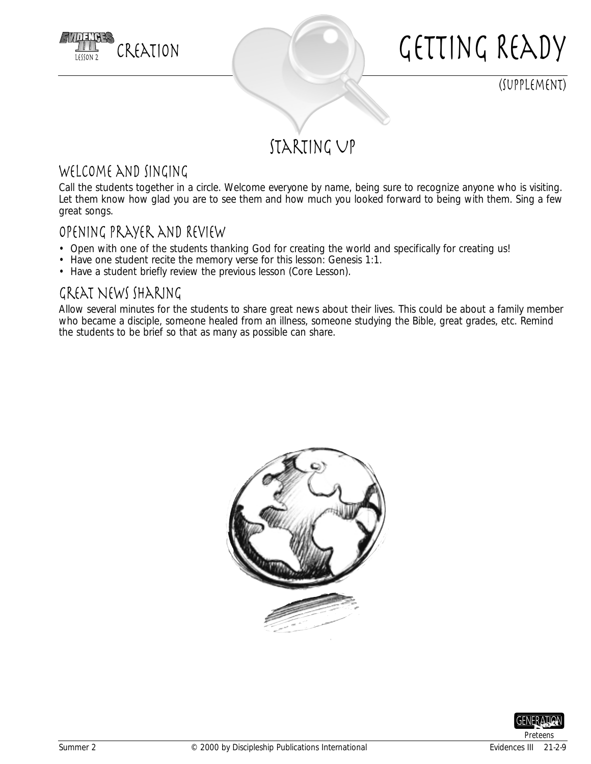# Creation — Getting Ready

(Supplement)

## Starting Up

### Welcome and Singing

Call the students together in a circle. Welcome everyone by name, being sure to recognize anyone who is visiting. Let them know how glad you are to see them and how much you looked forward to being with them. Sing a few great songs.

### Opening Prayer and Review

- Open with one of the students thanking God for creating the world and specifically for creating us!
- Have one student recite the memory verse for this lesson: Genesis 1:1.
- Have a student briefly review the previous lesson (Core Lesson).

### Great News Sharing

Allow several minutes for the students to share great news about their lives. This could be about a family member who became a disciple, someone healed from an illness, someone studying the Bible, great grades, etc. Remind the students to be brief so that as many as possible can share.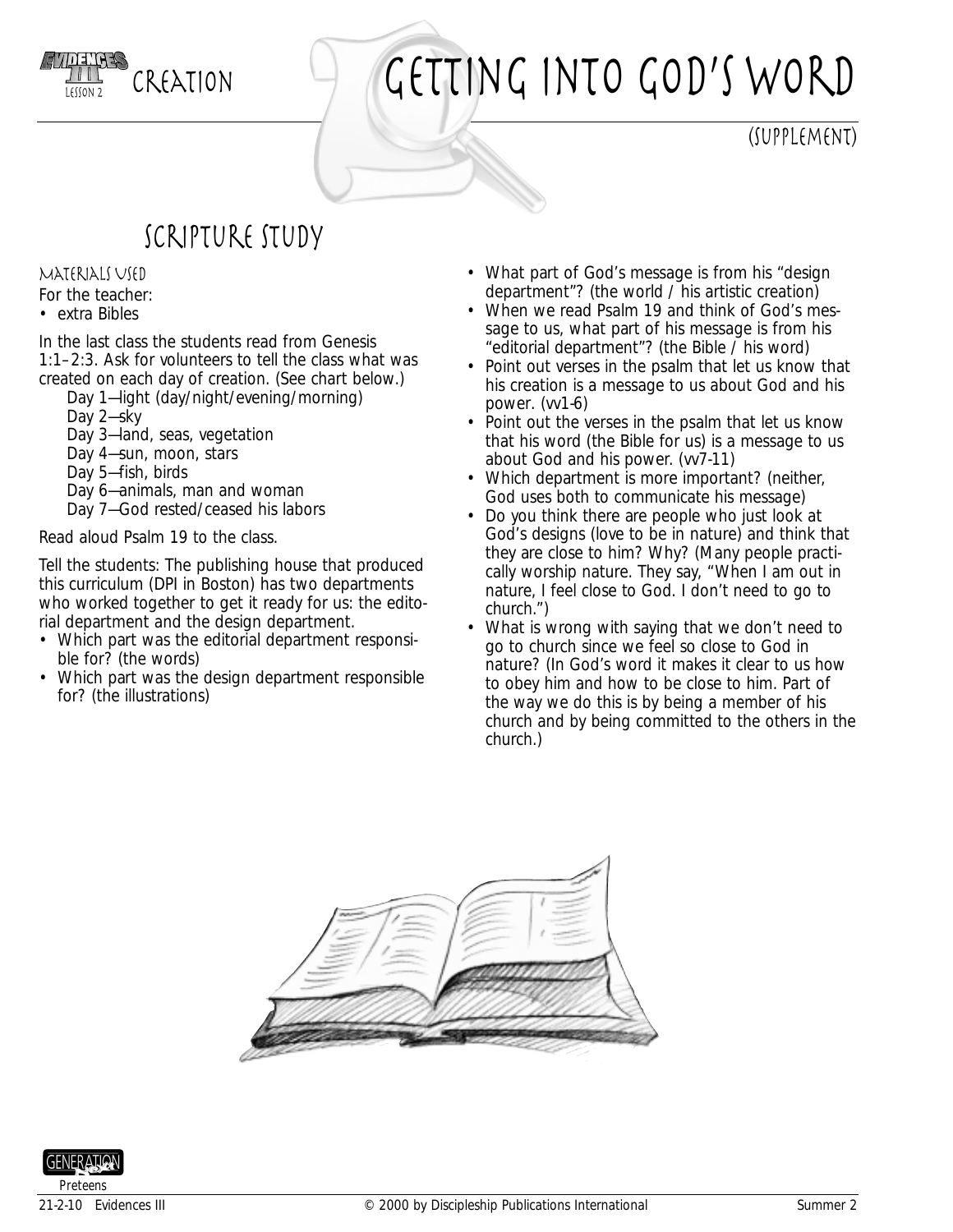# Getting into God's Word

(Supplement)

Creation

## Scripture Study

### Materials Used

For the teacher:

- extra Bibles

In the last class the students read from Genesis 1:1–2:3. Ask for volunteers to tell the class what was created on each day of creation. (See chart below.)

Day 1—light (day/night/evening/morning)
Day 2—sky
Day 3—land, seas, vegetation
Day 4—sun, moon, stars
Day 5—fish, birds
Day 6—animals, man and woman
Day 7—God rested/ceased his labors

Read aloud Psalm 19 to the class.

Tell the students: The publishing house that produced this curriculum (DPI in Boston) has two departments who worked together to get it ready for us: the editorial department and the design department.

- Which part was the editorial department responsible for? (the words)
- Which part was the design department responsible for? (the illustrations)
- What part of God's message is from his "design department"? (the world / his artistic creation)
- When we read Psalm 19 and think of God's message to us, what part of his message is from his "editorial department"? (the Bible / his word)
- Point out verses in the psalm that let us know that his creation is a message to us about God and his power. (vv1-6)
- Point out the verses in the psalm that let us know that his word (the Bible for us) is a message to us about God and his power. (vv7-11)
- Which department is more important? (neither, God uses both to communicate his message)
- Do you think there are people who just look at God's designs (love to be in nature) and think that they are close to him? Why? (Many people practically worship nature. They say, "When I am out in nature, I feel close to God. I don't need to go to church.")
- What is wrong with saying that we don't need to go to church since we feel so close to God in nature? (In God's word it makes it clear to us how to obey him and how to be close to him. Part of the way we do this is by being a member of his church and by being committed to the others in the church.)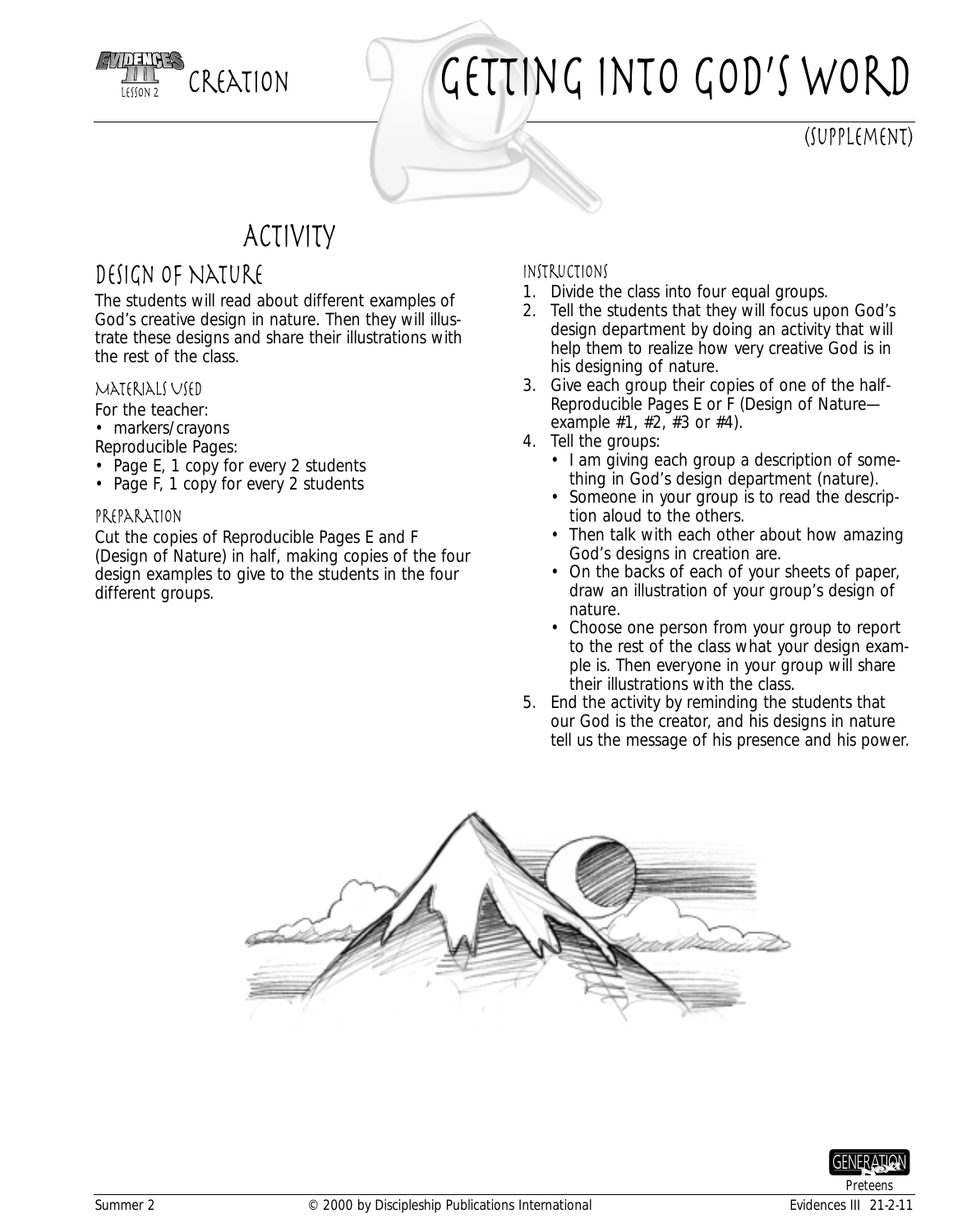# Getting into God's Word

(Supplement)

Creation

## Activity

### Design of Nature

The students will read about different examples of God's creative design in nature. Then they will illustrate these designs and share their illustrations with the rest of the class.

#### Materials Used

For the teacher:

- markers/crayons

Reproducible Pages:

- Page E, 1 copy for every 2 students
- Page F, 1 copy for every 2 students

#### Preparation

Cut the copies of Reproducible Pages E and F (Design of Nature) in half, making copies of the four design examples to give to the students in the four different groups.

#### Instructions

1. Divide the class into four equal groups.
2. Tell the students that they will focus upon God's design department by doing an activity that will help them to realize how very creative God is in his designing of nature.
3. Give each group their copies of one of the half-Reproducible Pages E or F (Design of Nature—example #1, #2, #3 or #4).
4. Tell the groups:
   - I am giving each group a description of something in God's design department (nature).
   - Someone in your group is to read the description aloud to the others.
   - Then talk with each other about how amazing God's designs in creation are.
   - On the backs of each of your sheets of paper, draw an illustration of your group's design of nature.
   - Choose one person from your group to report to the rest of the class what your design example is. Then everyone in your group will share their illustrations with the class.
5. End the activity by reminding the students that our God is the creator, and his designs in nature tell us the message of his presence and his power.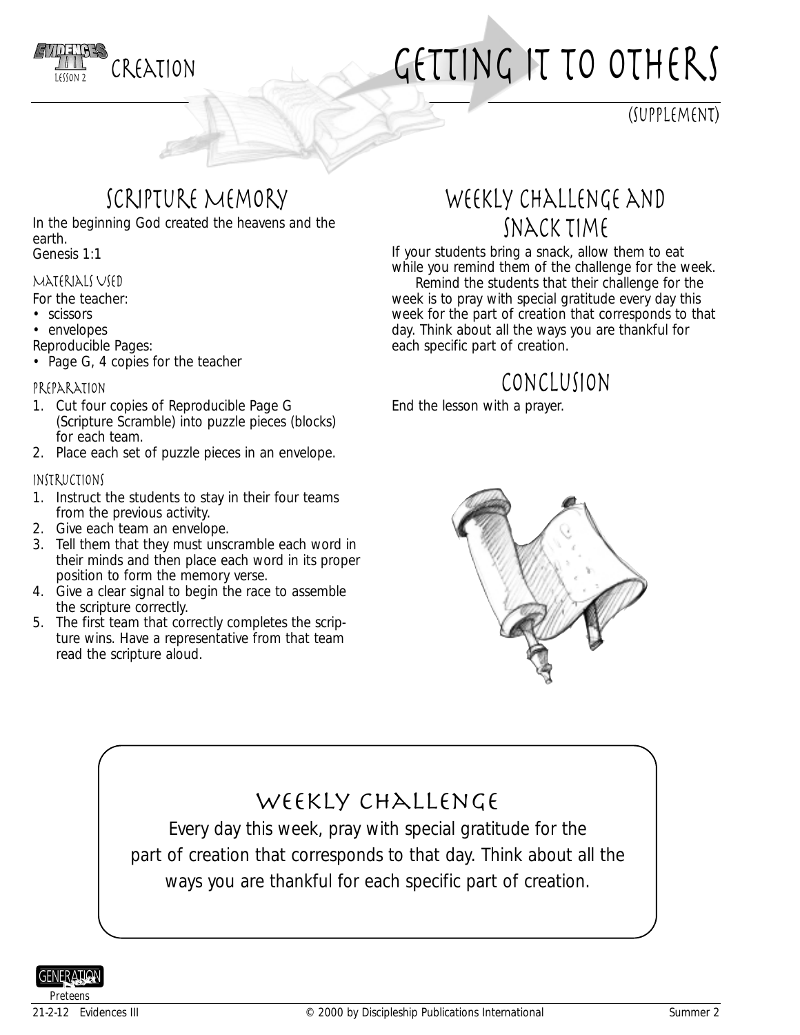# CREATION — GETTING IT TO OTHERS

(SUPPLEMENT)

## SCRIPTURE MEMORY

In the beginning God created the heavens and the earth.
Genesis 1:1

### MATERIALS USED

For the teacher:
- scissors
- envelopes

Reproducible Pages:
- Page G, 4 copies for the teacher

### PREPARATION

1. Cut four copies of Reproducible Page G (Scripture Scramble) into puzzle pieces (blocks) for each team.
2. Place each set of puzzle pieces in an envelope.

### INSTRUCTIONS

1. Instruct the students to stay in their four teams from the previous activity.
2. Give each team an envelope.
3. Tell them that they must unscramble each word in their minds and then place each word in its proper position to form the memory verse.
4. Give a clear signal to begin the race to assemble the scripture correctly.
5. The first team that correctly completes the scripture wins. Have a representative from that team read the scripture aloud.

## WEEKLY CHALLENGE AND SNACK TIME

If your students bring a snack, allow them to eat while you remind them of the challenge for the week.

Remind the students that their challenge for the week is to pray with special gratitude every day this week for the part of creation that corresponds to that day. Think about all the ways you are thankful for each specific part of creation.

## CONCLUSION

End the lesson with a prayer.

## WEEKLY CHALLENGE

Every day this week, pray with special gratitude for the part of creation that corresponds to that day. Think about all the ways you are thankful for each specific part of creation.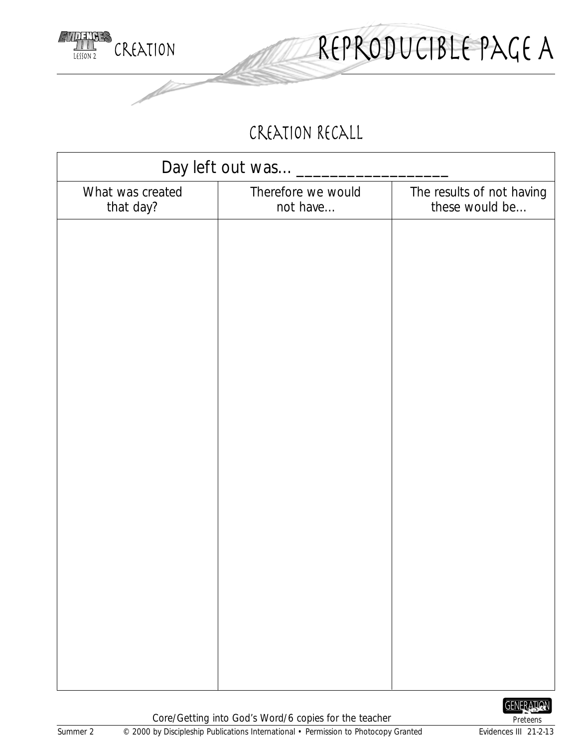# REPRODUCIBLE PAGE A

CREATION

## CREATION RECALL

| Day left out was... ________________ | | |
|---|---|---|
| What was created that day? | Therefore we would not have... | The results of not having these would be... |
| | | |

Core/Getting into God's Word/6 copies for the teacher

© 2000 by Discipleship Publications International • Permission to Photocopy Granted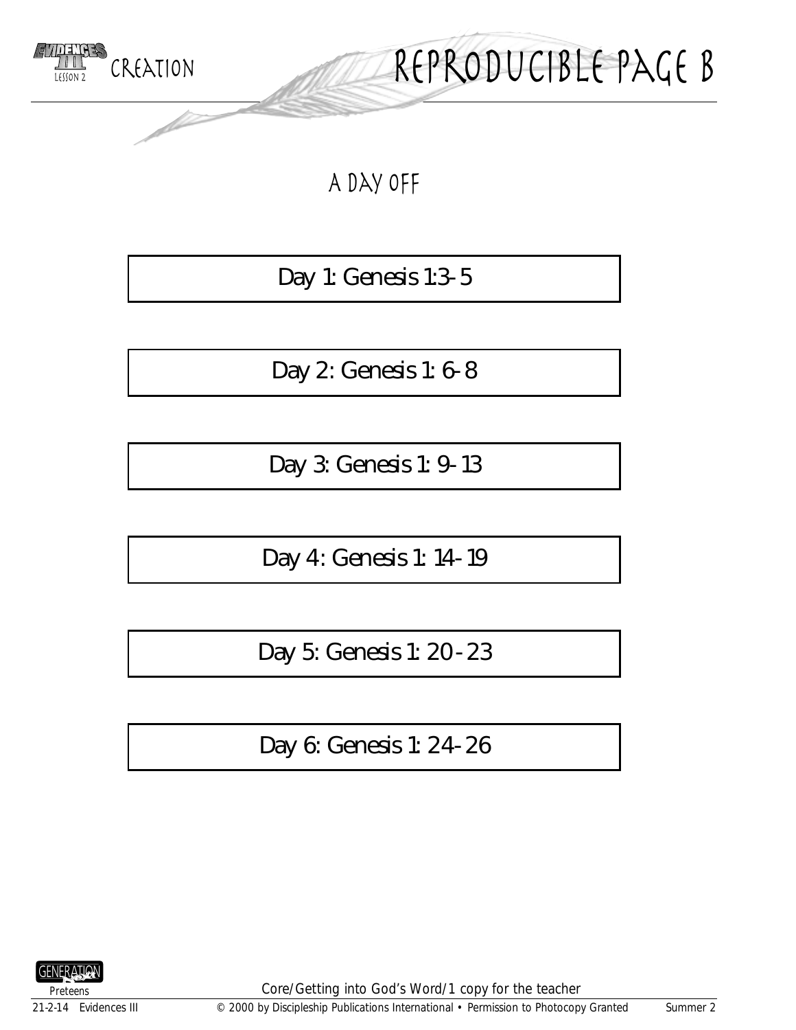# Reproducible Page B

## A Day Off

Day 1: Genesis 1:3-5

Day 2: Genesis 1: 6-8

Day 3: Genesis 1: 9-13

Day 4: Genesis 1: 14-19

Day 5: Genesis 1: 20-23

Day 6: Genesis 1: 24-26

Core/Getting into God's Word/1 copy for the teacher

© 2000 by Discipleship Publications International • Permission to Photocopy Granted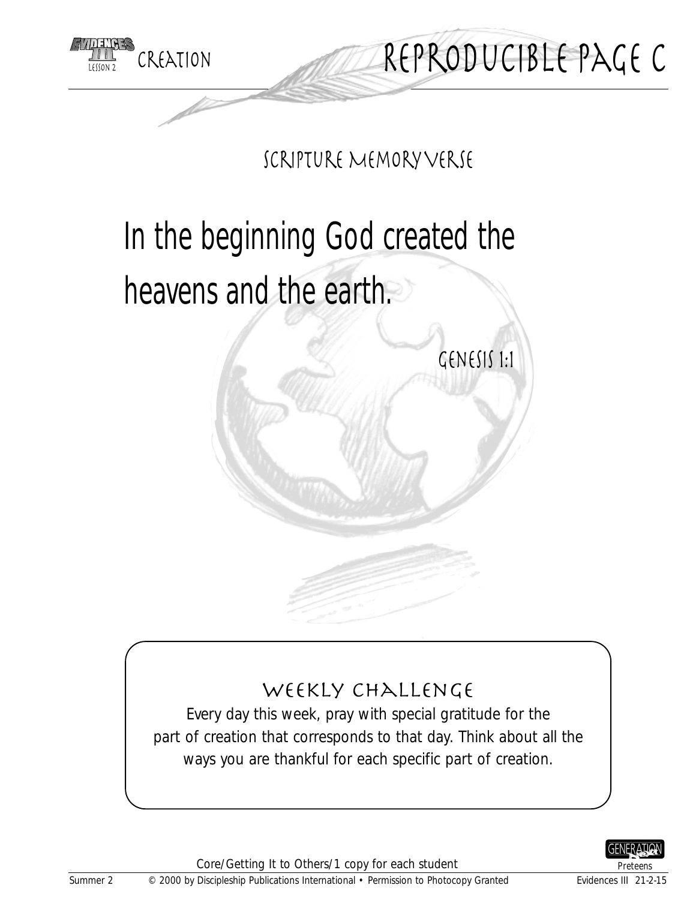# Reproducible Page C

## Scripture Memory Verse

In the beginning God created the heavens and the earth.

Genesis 1:1

### Weekly Challenge

Every day this week, pray with special gratitude for the part of creation that corresponds to that day. Think about all the ways you are thankful for each specific part of creation.

Core/Getting It to Others/1 copy for each student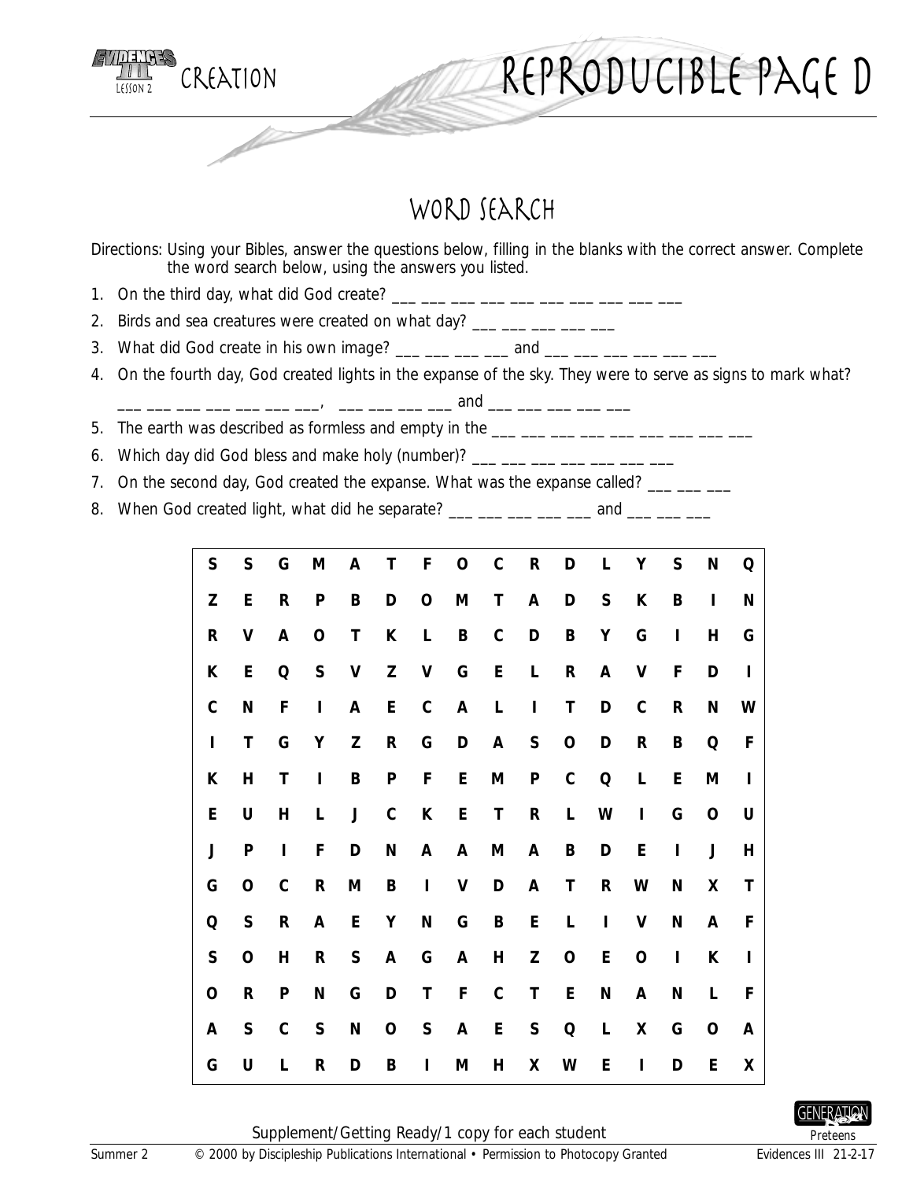# REPRODUCIBLE PAGE D

## WORD SEARCH

Directions: Using your Bibles, answer the questions below, filling in the blanks with the correct answer. Complete the word search below, using the answers you listed.

1. On the third day, what did God create? ___ ___ ___ ___ ___ ___ ___ ___ ___ ___
2. Birds and sea creatures were created on what day? ___ ___ ___ ___ ___
3. What did God create in his own image? ___ ___ ___ ___ and ___ ___ ___ ___ ___ ___
4. On the fourth day, God created lights in the expanse of the sky. They were to serve as signs to mark what? ___ ___ ___ ___ ___ ___ ___, ___ ___ ___ ___ and ___ ___ ___ ___ ___
5. The earth was described as formless and empty in the ___ ___ ___ ___ ___ ___ ___ ___ ___
6. Which day did God bless and make holy (number)? ___ ___ ___ ___ ___ ___ ___
7. On the second day, God created the expanse. What was the expanse called? ___ ___ ___
8. When God created light, what did he separate? ___ ___ ___ ___ ___ and ___ ___ ___

| | | | | | | | | | | | | | | | |
|---|---|---|---|---|---|---|---|---|---|---|---|---|---|---|---|
| S | S | G | M | A | T | F | O | C | R | D | L | Y | S | N | Q |
| Z | E | R | P | B | D | O | M | T | A | D | S | K | B | I | N |
| R | V | A | O | T | K | L | B | C | D | B | Y | G | I | H | G |
| K | E | Q | S | V | Z | V | G | E | L | R | A | V | F | D | I |
| C | N | F | I | A | E | C | A | L | I | T | D | C | R | N | W |
| I | T | G | Y | Z | R | G | D | A | S | O | D | R | B | Q | F |
| K | H | T | I | B | P | F | E | M | P | C | Q | L | E | M | I |
| E | U | H | L | J | C | K | E | T | R | L | W | I | G | O | U |
| J | P | I | F | D | N | A | A | M | A | B | D | E | I | J | H |
| G | O | C | R | M | B | I | V | D | A | T | R | W | N | X | T |
| Q | S | R | A | E | Y | N | G | B | E | L | I | V | N | A | F |
| S | O | H | R | S | A | G | A | H | Z | O | E | O | I | K | I |
| O | R | P | N | G | D | T | F | C | T | E | N | A | N | L | F |
| A | S | C | S | N | O | S | A | E | S | Q | L | X | G | O | A |
| G | U | L | R | D | B | I | M | H | X | W | E | I | D | E | X |

Supplement/Getting Ready/1 copy for each student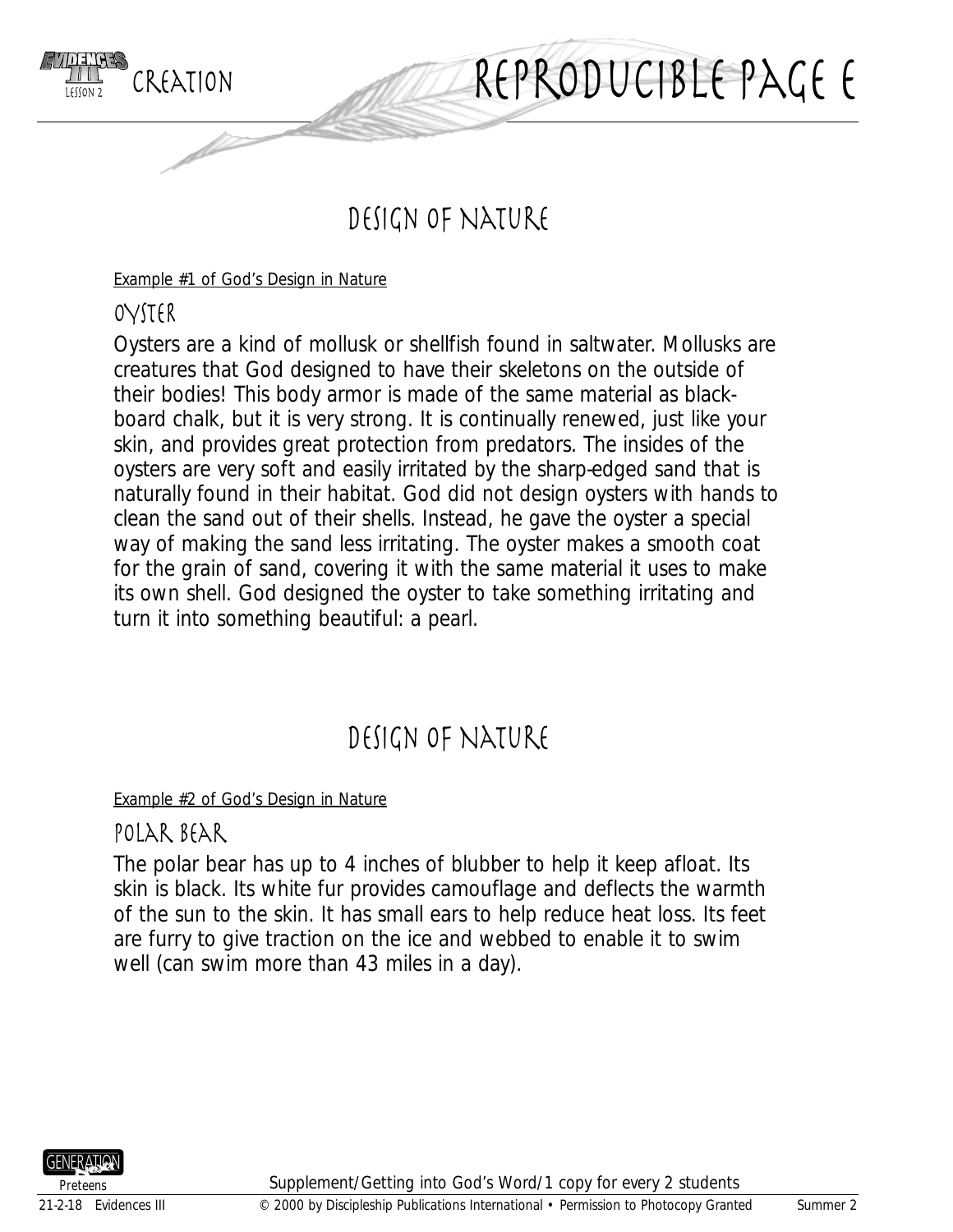# Reproducible Page E

## Design of Nature

Example #1 of God's Design in Nature

### Oyster

Oysters are a kind of mollusk or shellfish found in saltwater. Mollusks are creatures that God designed to have their skeletons on the outside of their bodies! This body armor is made of the same material as blackboard chalk, but it is very strong. It is continually renewed, just like your skin, and provides great protection from predators. The insides of the oysters are very soft and easily irritated by the sharp-edged sand that is naturally found in their habitat. God did not design oysters with hands to clean the sand out of their shells. Instead, he gave the oyster a special way of making the sand less irritating. The oyster makes a smooth coat for the grain of sand, covering it with the same material it uses to make its own shell. God designed the oyster to take something irritating and turn it into something beautiful: a pearl.

## Design of Nature

Example #2 of God's Design in Nature

### Polar Bear

The polar bear has up to 4 inches of blubber to help it keep afloat. Its skin is black. Its white fur provides camouflage and deflects the warmth of the sun to the skin. It has small ears to help reduce heat loss. Its feet are furry to give traction on the ice and webbed to enable it to swim well (can swim more than 43 miles in a day).

Supplement/Getting into God's Word/1 copy for every 2 students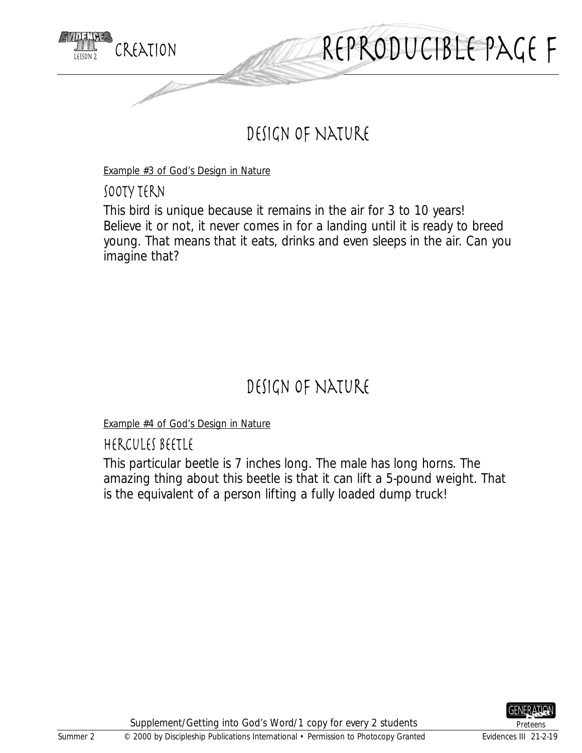# Reproducible Page F

## Design of Nature

Example #3 of God's Design in Nature

### Sooty Tern

This bird is unique because it remains in the air for 3 to 10 years! Believe it or not, it never comes in for a landing until it is ready to breed young. That means that it eats, drinks and even sleeps in the air. Can you imagine that?

## Design of Nature

Example #4 of God's Design in Nature

### Hercules Beetle

This particular beetle is 7 inches long. The male has long horns. The amazing thing about this beetle is that it can lift a 5-pound weight. That is the equivalent of a person lifting a fully loaded dump truck!

Supplement/Getting into God's Word/1 copy for every 2 students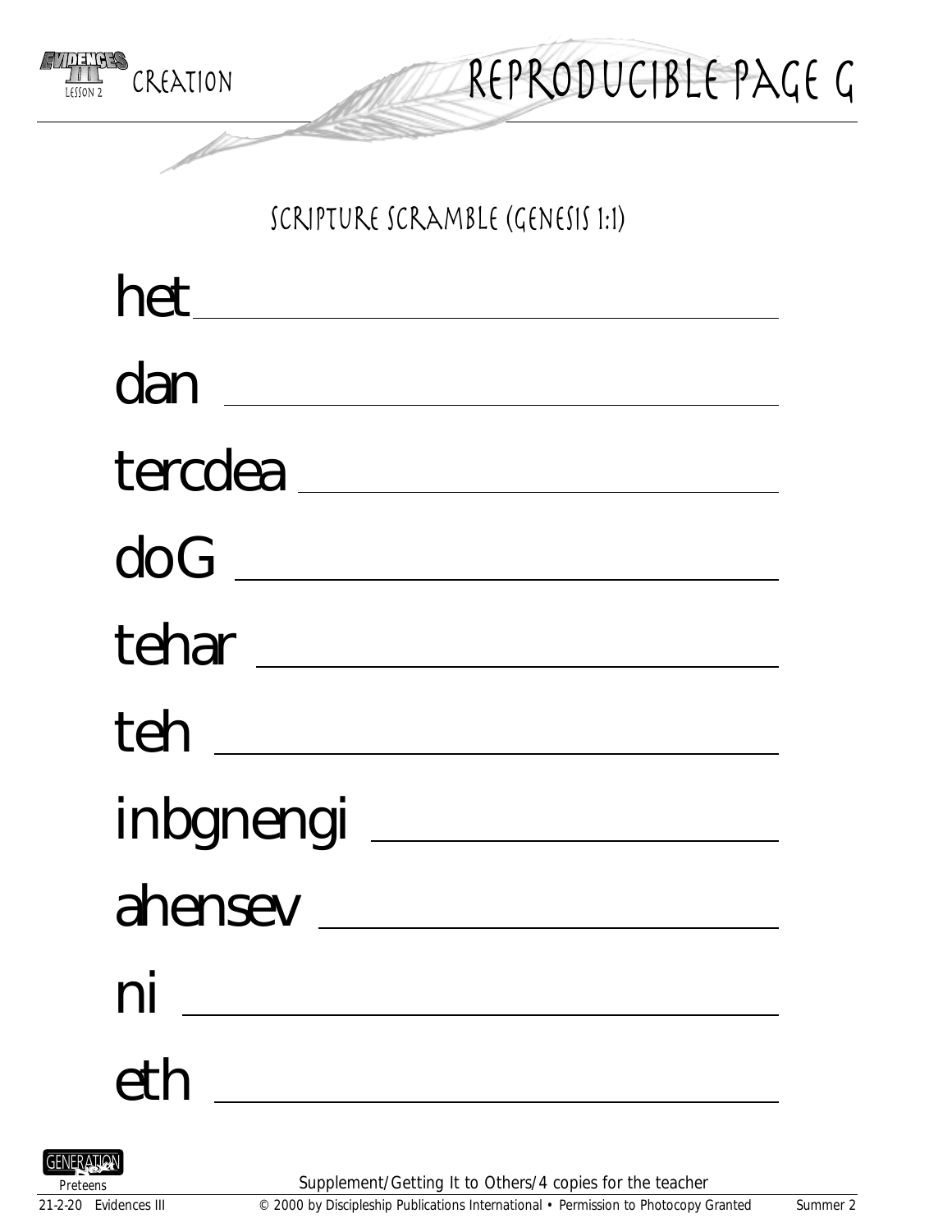# SCRIPTURE SCRAMBLE (GENESIS 1:1)

het ______________________

dan ______________________

tercdea ______________________

doG ______________________

tehar ______________________

teh ______________________

inbgnengi ______________________

ahensev ______________________

ni ______________________

eth ______________________

Supplement/Getting It to Others/4 copies for the teacher